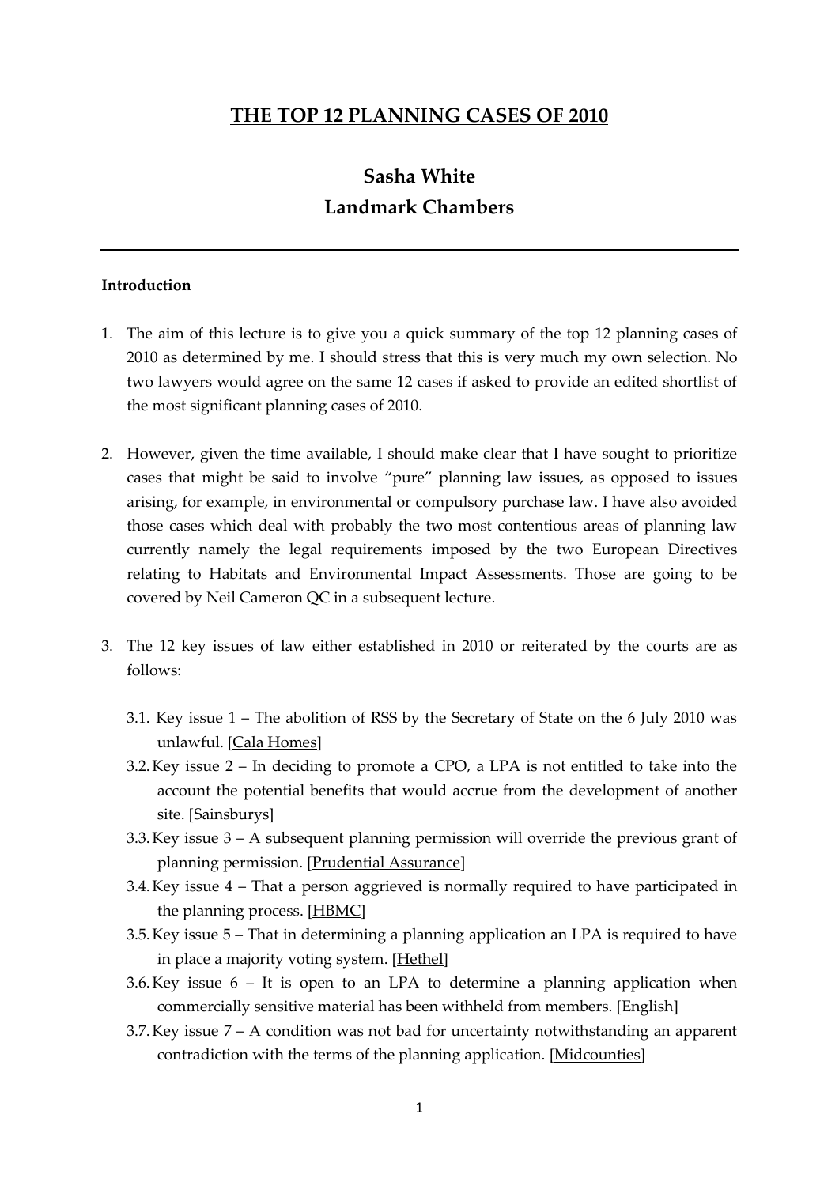# THE TOP 12 PLANNING CASES OF 2010

## Sasha White
## Landmark Chambers

---

**Introduction**

1. The aim of this lecture is to give you a quick summary of the top 12 planning cases of 2010 as determined by me. I should stress that this is very much my own selection. No two lawyers would agree on the same 12 cases if asked to provide an edited shortlist of the most significant planning cases of 2010.

2. However, given the time available, I should make clear that I have sought to prioritize cases that might be said to involve "pure" planning law issues, as opposed to issues arising, for example, in environmental or compulsory purchase law. I have also avoided those cases which deal with probably the two most contentious areas of planning law currently namely the legal requirements imposed by the two European Directives relating to Habitats and Environmental Impact Assessments. Those are going to be covered by Neil Cameron QC in a subsequent lecture.

3. The 12 key issues of law either established in 2010 or reiterated by the courts are as follows:

   3.1. Key issue 1 – The abolition of RSS by the Secretary of State on the 6 July 2010 was unlawful. [Cala Homes]

   3.2. Key issue 2 – In deciding to promote a CPO, a LPA is not entitled to take into the account the potential benefits that would accrue from the development of another site. [Sainsburys]

   3.3. Key issue 3 – A subsequent planning permission will override the previous grant of planning permission. [Prudential Assurance]

   3.4. Key issue 4 – That a person aggrieved is normally required to have participated in the planning process. [HBMC]

   3.5. Key issue 5 – That in determining a planning application an LPA is required to have in place a majority voting system. [Hethel]

   3.6. Key issue 6 – It is open to an LPA to determine a planning application when commercially sensitive material has been withheld from members. [English]

   3.7. Key issue 7 – A condition was not bad for uncertainty notwithstanding an apparent contradiction with the terms of the planning application. [Midcounties]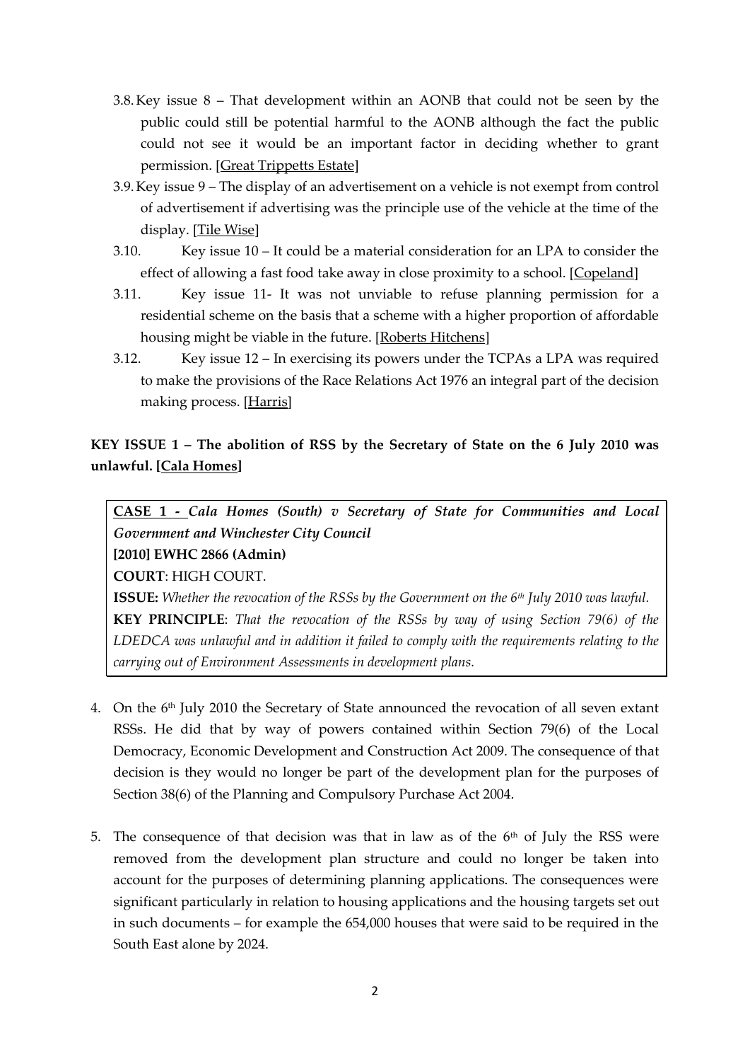3.8. Key issue 8 – That development within an AONB that could not be seen by the public could still be potential harmful to the AONB although the fact the public could not see it would be an important factor in deciding whether to grant permission. [Great Trippetts Estate]

3.9. Key issue 9 – The display of an advertisement on a vehicle is not exempt from control of advertisement if advertising was the principle use of the vehicle at the time of the display. [Tile Wise]

3.10. Key issue 10 – It could be a material consideration for an LPA to consider the effect of allowing a fast food take away in close proximity to a school. [Copeland]

3.11. Key issue 11- It was not unviable to refuse planning permission for a residential scheme on the basis that a scheme with a higher proportion of affordable housing might be viable in the future. [Roberts Hitchens]

3.12. Key issue 12 – In exercising its powers under the TCPAs a LPA was required to make the provisions of the Race Relations Act 1976 an integral part of the decision making process. [Harris]

**KEY ISSUE 1 – The abolition of RSS by the Secretary of State on the 6 July 2010 was unlawful. [Cala Homes]**

**CASE 1 -** ***Cala Homes (South) v Secretary of State for Communities and Local Government and Winchester City Council***
**[2010] EWHC 2866 (Admin)**
**COURT**: HIGH COURT.
**ISSUE:** *Whether the revocation of the RSSs by the Government on the 6th July 2010 was lawful.*
**KEY PRINCIPLE**: *That the revocation of the RSSs by way of using Section 79(6) of the LDEDCA was unlawful and in addition it failed to comply with the requirements relating to the carrying out of Environment Assessments in development plans.*

4. On the 6th July 2010 the Secretary of State announced the revocation of all seven extant RSSs. He did that by way of powers contained within Section 79(6) of the Local Democracy, Economic Development and Construction Act 2009. The consequence of that decision is they would no longer be part of the development plan for the purposes of Section 38(6) of the Planning and Compulsory Purchase Act 2004.

5. The consequence of that decision was that in law as of the 6th of July the RSS were removed from the development plan structure and could no longer be taken into account for the purposes of determining planning applications. The consequences were significant particularly in relation to housing applications and the housing targets set out in such documents – for example the 654,000 houses that were said to be required in the South East alone by 2024.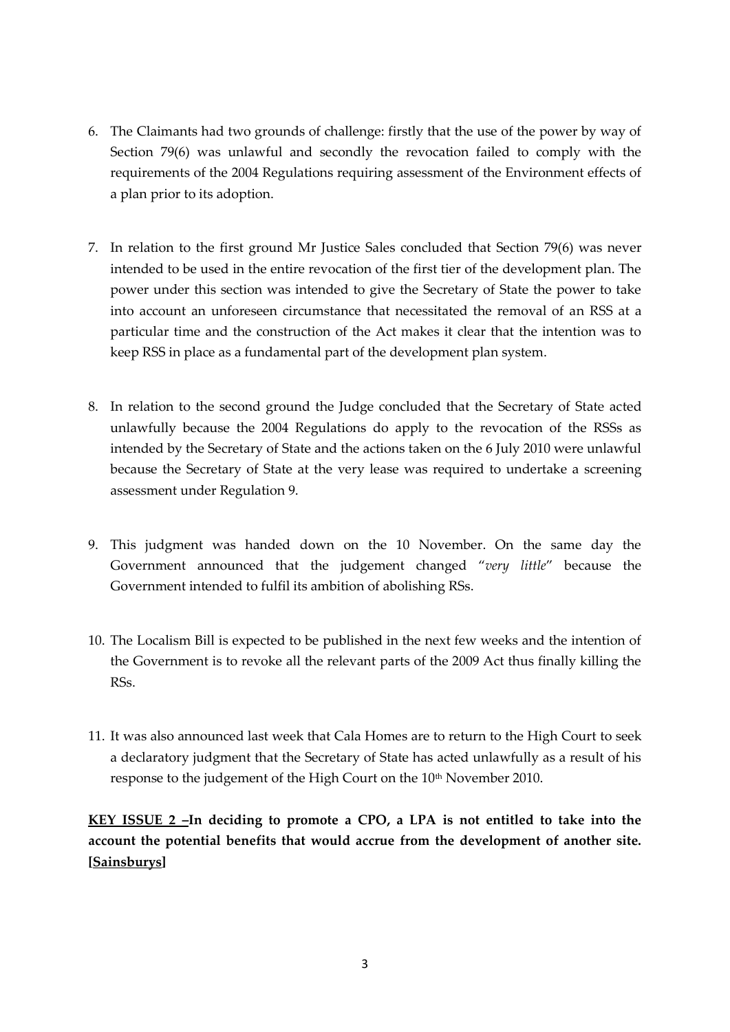6. The Claimants had two grounds of challenge: firstly that the use of the power by way of Section 79(6) was unlawful and secondly the revocation failed to comply with the requirements of the 2004 Regulations requiring assessment of the Environment effects of a plan prior to its adoption.

7. In relation to the first ground Mr Justice Sales concluded that Section 79(6) was never intended to be used in the entire revocation of the first tier of the development plan. The power under this section was intended to give the Secretary of State the power to take into account an unforeseen circumstance that necessitated the removal of an RSS at a particular time and the construction of the Act makes it clear that the intention was to keep RSS in place as a fundamental part of the development plan system.

8. In relation to the second ground the Judge concluded that the Secretary of State acted unlawfully because the 2004 Regulations do apply to the revocation of the RSSs as intended by the Secretary of State and the actions taken on the 6 July 2010 were unlawful because the Secretary of State at the very lease was required to undertake a screening assessment under Regulation 9.

9. This judgment was handed down on the 10 November. On the same day the Government announced that the judgement changed "*very little*" because the Government intended to fulfil its ambition of abolishing RSs.

10. The Localism Bill is expected to be published in the next few weeks and the intention of the Government is to revoke all the relevant parts of the 2009 Act thus finally killing the RSs.

11. It was also announced last week that Cala Homes are to return to the High Court to seek a declaratory judgment that the Secretary of State has acted unlawfully as a result of his response to the judgement of the High Court on the 10th November 2010.

**<u>KEY ISSUE 2</u> –In deciding to promote a CPO, a LPA is not entitled to take into the account the potential benefits that would accrue from the development of another site. [<u>Sainsburys</u>]**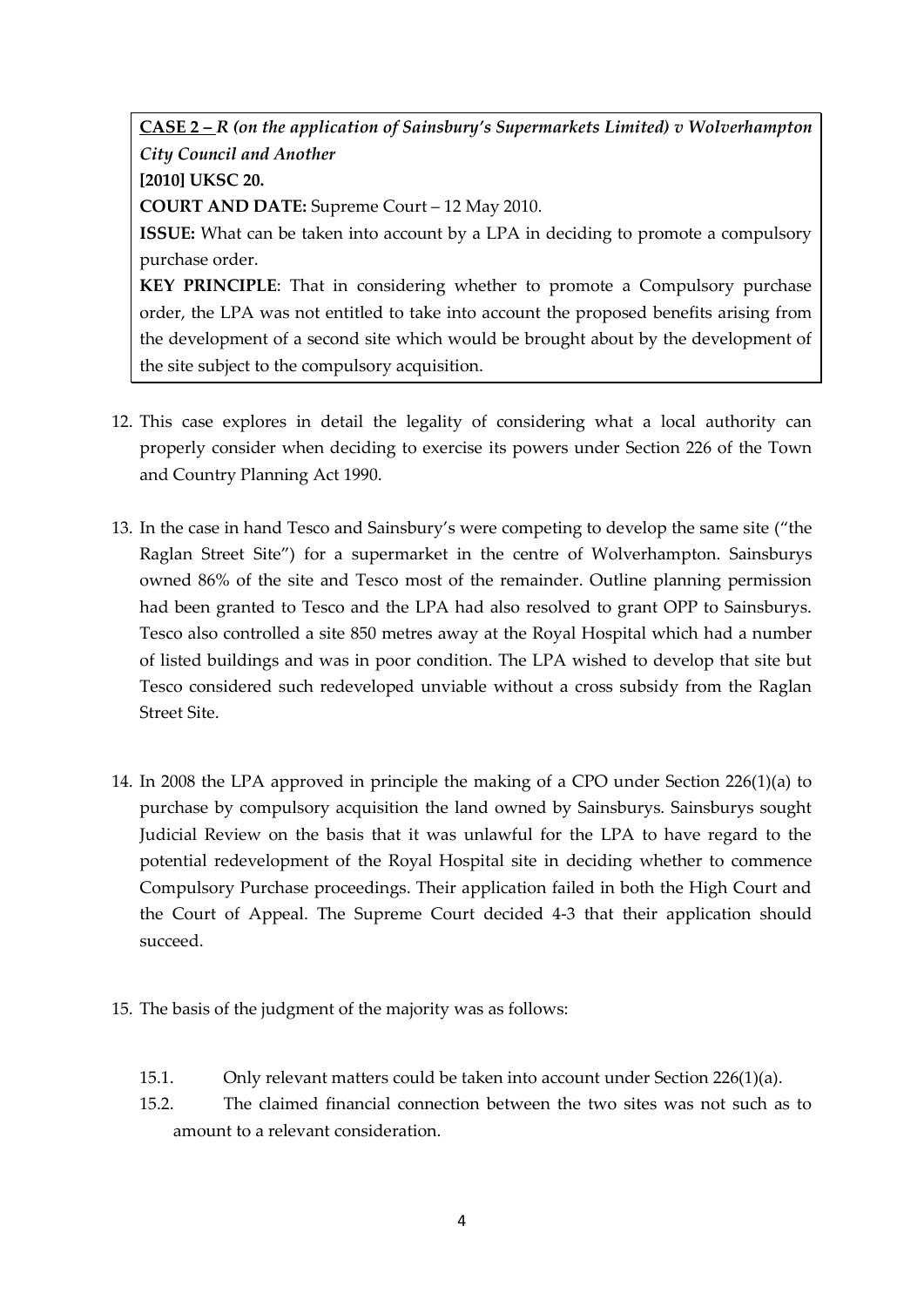**CASE 2 –** *R (on the application of Sainsbury's Supermarkets Limited) v Wolverhampton City Council and Another*

**[2010] UKSC 20.**

**COURT AND DATE:** Supreme Court – 12 May 2010.

**ISSUE:** What can be taken into account by a LPA in deciding to promote a compulsory purchase order.

**KEY PRINCIPLE**: That in considering whether to promote a Compulsory purchase order, the LPA was not entitled to take into account the proposed benefits arising from the development of a second site which would be brought about by the development of the site subject to the compulsory acquisition.

12. This case explores in detail the legality of considering what a local authority can properly consider when deciding to exercise its powers under Section 226 of the Town and Country Planning Act 1990.

13. In the case in hand Tesco and Sainsbury's were competing to develop the same site ("the Raglan Street Site") for a supermarket in the centre of Wolverhampton. Sainsburys owned 86% of the site and Tesco most of the remainder. Outline planning permission had been granted to Tesco and the LPA had also resolved to grant OPP to Sainsburys. Tesco also controlled a site 850 metres away at the Royal Hospital which had a number of listed buildings and was in poor condition. The LPA wished to develop that site but Tesco considered such redeveloped unviable without a cross subsidy from the Raglan Street Site.

14. In 2008 the LPA approved in principle the making of a CPO under Section 226(1)(a) to purchase by compulsory acquisition the land owned by Sainsburys. Sainsburys sought Judicial Review on the basis that it was unlawful for the LPA to have regard to the potential redevelopment of the Royal Hospital site in deciding whether to commence Compulsory Purchase proceedings. Their application failed in both the High Court and the Court of Appeal. The Supreme Court decided 4-3 that their application should succeed.

15. The basis of the judgment of the majority was as follows:

    15.1. Only relevant matters could be taken into account under Section 226(1)(a).

    15.2. The claimed financial connection between the two sites was not such as to amount to a relevant consideration.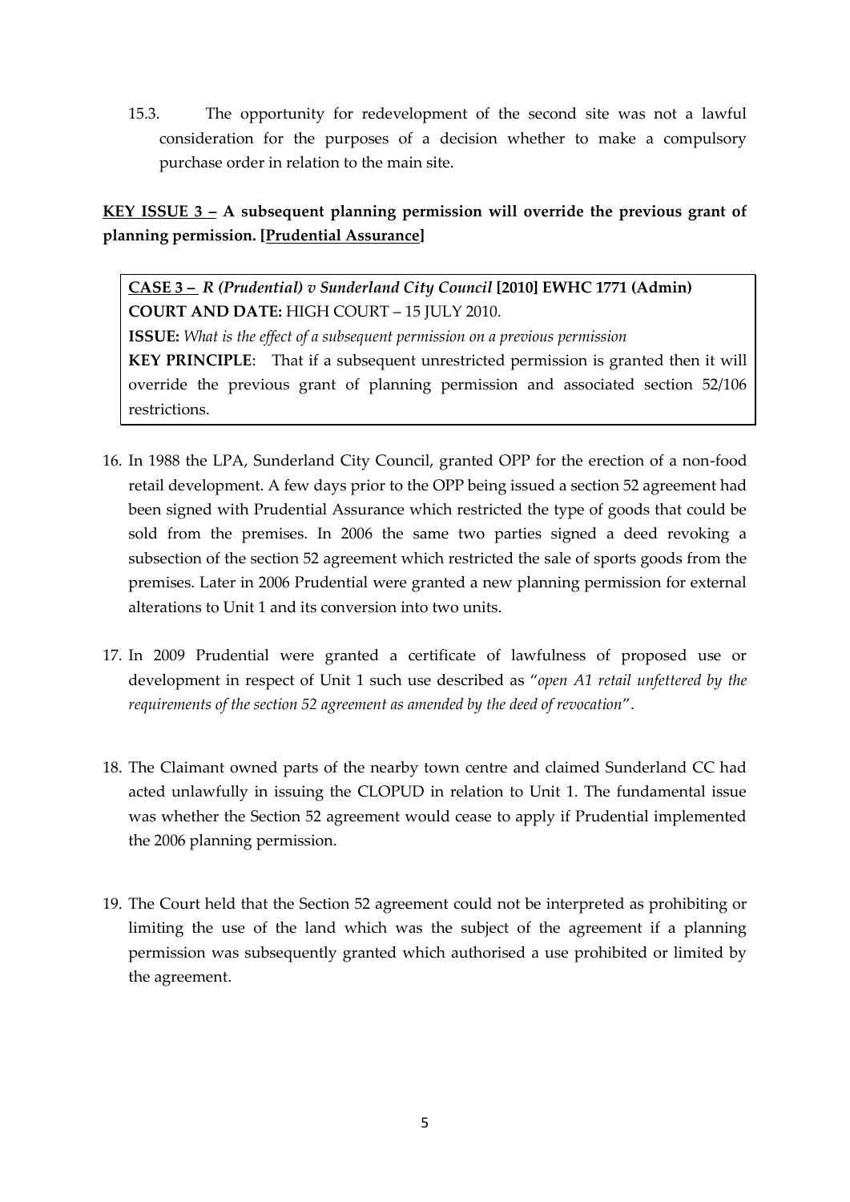15.3. The opportunity for redevelopment of the second site was not a lawful consideration for the purposes of a decision whether to make a compulsory purchase order in relation to the main site.

**<u>KEY ISSUE 3 –</u> A subsequent planning permission will override the previous grant of planning permission. [<u>Prudential Assurance</u>]**

> **<u>CASE 3 –</u>** ***R (Prudential) v Sunderland City Council*** **[2010] EWHC 1771 (Admin)**
> **COURT AND DATE:** HIGH COURT – 15 JULY 2010.
> **ISSUE:** *What is the effect of a subsequent permission on a previous permission*
> **KEY PRINCIPLE**: That if a subsequent unrestricted permission is granted then it will override the previous grant of planning permission and associated section 52/106 restrictions.

16. In 1988 the LPA, Sunderland City Council, granted OPP for the erection of a non-food retail development. A few days prior to the OPP being issued a section 52 agreement had been signed with Prudential Assurance which restricted the type of goods that could be sold from the premises. In 2006 the same two parties signed a deed revoking a subsection of the section 52 agreement which restricted the sale of sports goods from the premises. Later in 2006 Prudential were granted a new planning permission for external alterations to Unit 1 and its conversion into two units.

17. In 2009 Prudential were granted a certificate of lawfulness of proposed use or development in respect of Unit 1 such use described as "*open A1 retail unfettered by the requirements of the section 52 agreement as amended by the deed of revocation*".

18. The Claimant owned parts of the nearby town centre and claimed Sunderland CC had acted unlawfully in issuing the CLOPUD in relation to Unit 1. The fundamental issue was whether the Section 52 agreement would cease to apply if Prudential implemented the 2006 planning permission.

19. The Court held that the Section 52 agreement could not be interpreted as prohibiting or limiting the use of the land which was the subject of the agreement if a planning permission was subsequently granted which authorised a use prohibited or limited by the agreement.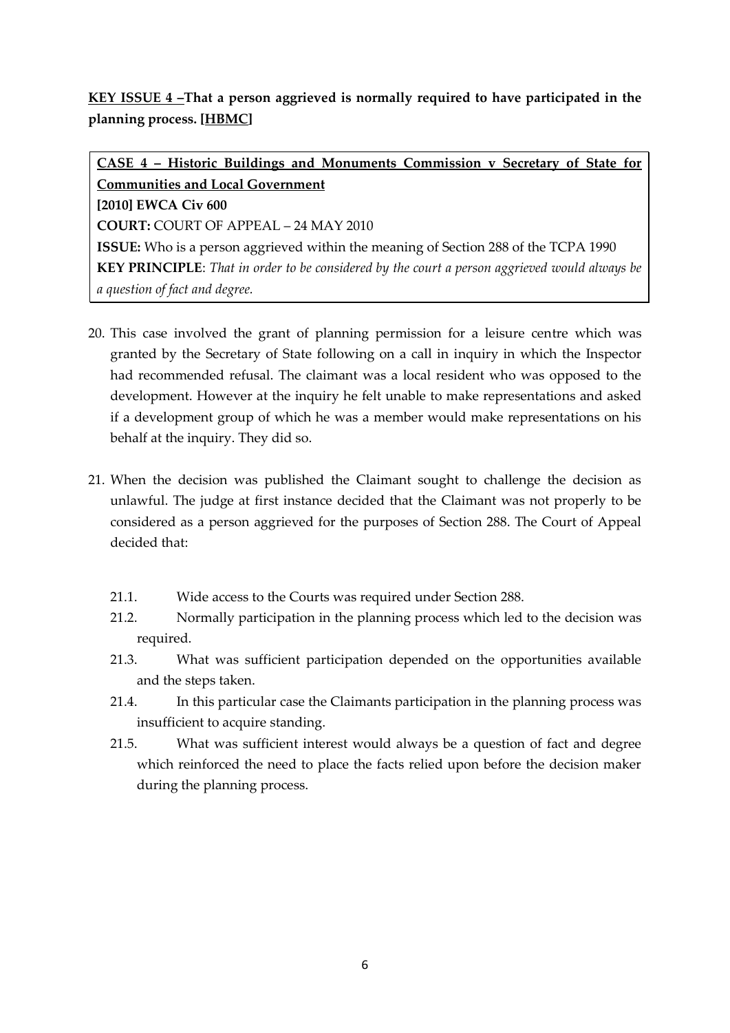**KEY ISSUE 4 –That a person aggrieved is normally required to have participated in the planning process. [HBMC]**

**CASE 4 – Historic Buildings and Monuments Commission v Secretary of State for Communities and Local Government**
**[2010] EWCA Civ 600**
**COURT:** COURT OF APPEAL – 24 MAY 2010
**ISSUE:** Who is a person aggrieved within the meaning of Section 288 of the TCPA 1990
**KEY PRINCIPLE**: *That in order to be considered by the court a person aggrieved would always be a question of fact and degree.*

20. This case involved the grant of planning permission for a leisure centre which was granted by the Secretary of State following on a call in inquiry in which the Inspector had recommended refusal. The claimant was a local resident who was opposed to the development. However at the inquiry he felt unable to make representations and asked if a development group of which he was a member would make representations on his behalf at the inquiry. They did so.

21. When the decision was published the Claimant sought to challenge the decision as unlawful. The judge at first instance decided that the Claimant was not properly to be considered as a person aggrieved for the purposes of Section 288. The Court of Appeal decided that:

    21.1. Wide access to the Courts was required under Section 288.

    21.2. Normally participation in the planning process which led to the decision was required.

    21.3. What was sufficient participation depended on the opportunities available and the steps taken.

    21.4. In this particular case the Claimants participation in the planning process was insufficient to acquire standing.

    21.5. What was sufficient interest would always be a question of fact and degree which reinforced the need to place the facts relied upon before the decision maker during the planning process.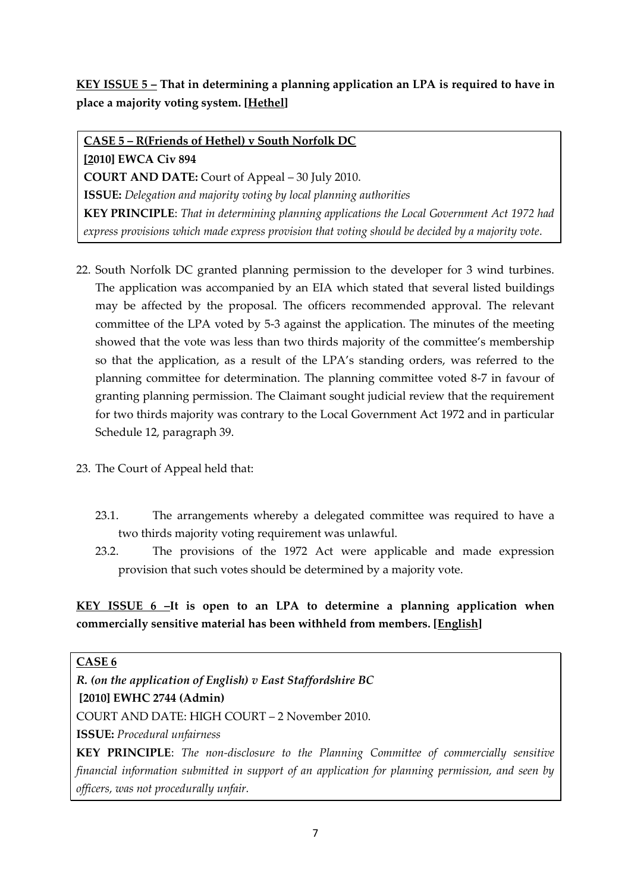**<u>KEY ISSUE 5 –</u> That in determining a planning application an LPA is required to have in place a majority voting system. [<u>Hethel</u>]**

**<u>CASE 5 – R(Friends of Hethel) v South Norfolk DC</u>**
**<u>[2</u>010] EWCA Civ 894**
**COURT AND DATE:** Court of Appeal – 30 July 2010.
**ISSUE:** *Delegation and majority voting by local planning authorities*
**KEY PRINCIPLE**: *That in determining planning applications the Local Government Act 1972 had express provisions which made express provision that voting should be decided by a majority vote.*

22. South Norfolk DC granted planning permission to the developer for 3 wind turbines. The application was accompanied by an EIA which stated that several listed buildings may be affected by the proposal. The officers recommended approval. The relevant committee of the LPA voted by 5-3 against the application. The minutes of the meeting showed that the vote was less than two thirds majority of the committee's membership so that the application, as a result of the LPA's standing orders, was referred to the planning committee for determination. The planning committee voted 8-7 in favour of granting planning permission. The Claimant sought judicial review that the requirement for two thirds majority was contrary to the Local Government Act 1972 and in particular Schedule 12, paragraph 39.

23. The Court of Appeal held that:

    23.1. The arrangements whereby a delegated committee was required to have a two thirds majority voting requirement was unlawful.

    23.2. The provisions of the 1972 Act were applicable and made expression provision that such votes should be determined by a majority vote.

**<u>KEY ISSUE 6 –</u>It is open to an LPA to determine a planning application when commercially sensitive material has been withheld from members. [<u>English</u>]**

**<u>CASE 6</u>**
***R. (on the application of English) v East Staffordshire BC***
**[2010] EWHC 2744 (Admin)**
COURT AND DATE: HIGH COURT – 2 November 2010.
**ISSUE:** *Procedural unfairness*
**KEY PRINCIPLE**: *The non-disclosure to the Planning Committee of commercially sensitive financial information submitted in support of an application for planning permission, and seen by officers, was not procedurally unfair.*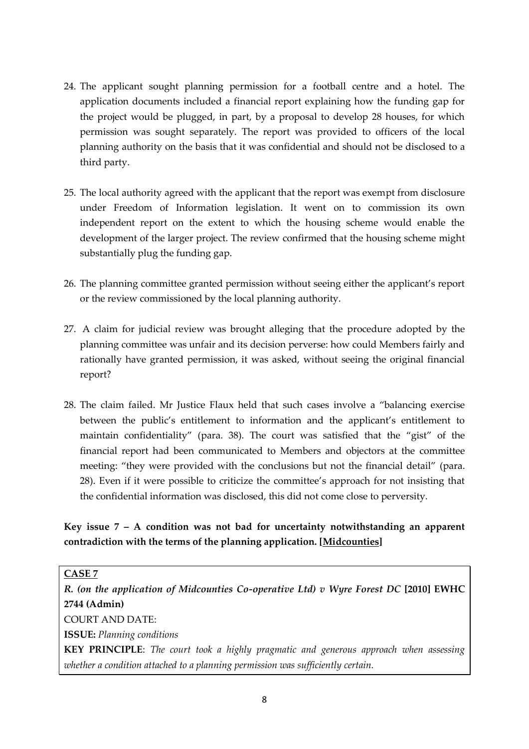24. The applicant sought planning permission for a football centre and a hotel. The application documents included a financial report explaining how the funding gap for the project would be plugged, in part, by a proposal to develop 28 houses, for which permission was sought separately. The report was provided to officers of the local planning authority on the basis that it was confidential and should not be disclosed to a third party.

25. The local authority agreed with the applicant that the report was exempt from disclosure under Freedom of Information legislation. It went on to commission its own independent report on the extent to which the housing scheme would enable the development of the larger project. The review confirmed that the housing scheme might substantially plug the funding gap.

26. The planning committee granted permission without seeing either the applicant's report or the review commissioned by the local planning authority.

27. A claim for judicial review was brought alleging that the procedure adopted by the planning committee was unfair and its decision perverse: how could Members fairly and rationally have granted permission, it was asked, without seeing the original financial report?

28. The claim failed. Mr Justice Flaux held that such cases involve a "balancing exercise between the public's entitlement to information and the applicant's entitlement to maintain confidentiality" (para. 38). The court was satisfied that the "gist" of the financial report had been communicated to Members and objectors at the committee meeting: "they were provided with the conclusions but not the financial detail" (para. 28). Even if it were possible to criticize the committee's approach for not insisting that the confidential information was disclosed, this did not come close to perversity.

**Key issue 7 – A condition was not bad for uncertainty notwithstanding an apparent contradiction with the terms of the planning application. [Midcounties]**

**CASE 7**

***R. (on the application of Midcounties Co-operative Ltd) v Wyre Forest DC* [2010] EWHC 2744 (Admin)**

COURT AND DATE:

**ISSUE:** *Planning conditions*

**KEY PRINCIPLE**: *The court took a highly pragmatic and generous approach when assessing whether a condition attached to a planning permission was sufficiently certain.*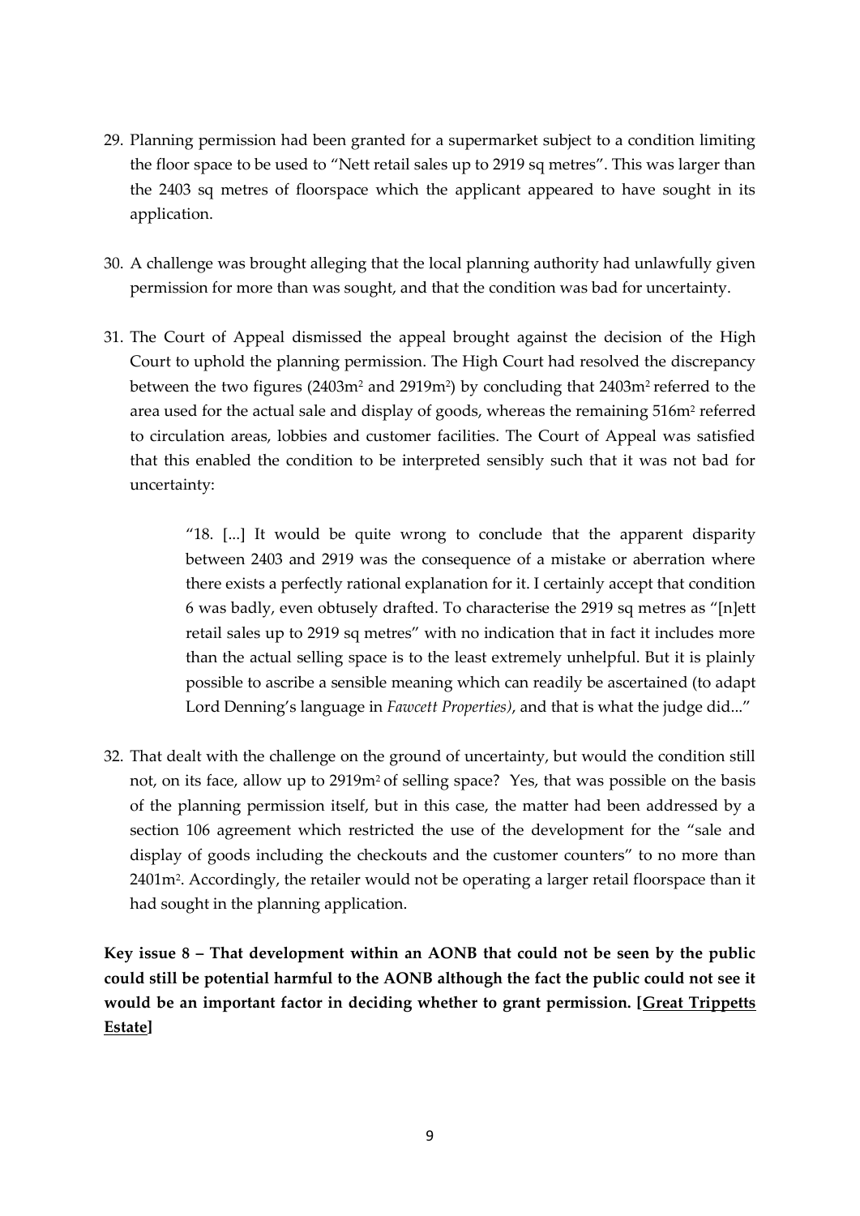29. Planning permission had been granted for a supermarket subject to a condition limiting the floor space to be used to "Nett retail sales up to 2919 sq metres". This was larger than the 2403 sq metres of floorspace which the applicant appeared to have sought in its application.

30. A challenge was brought alleging that the local planning authority had unlawfully given permission for more than was sought, and that the condition was bad for uncertainty.

31. The Court of Appeal dismissed the appeal brought against the decision of the High Court to uphold the planning permission. The High Court had resolved the discrepancy between the two figures (2403m$^2$ and 2919m$^2$) by concluding that 2403m$^2$ referred to the area used for the actual sale and display of goods, whereas the remaining 516m$^2$ referred to circulation areas, lobbies and customer facilities. The Court of Appeal was satisfied that this enabled the condition to be interpreted sensibly such that it was not bad for uncertainty:

> "18. [...] It would be quite wrong to conclude that the apparent disparity between 2403 and 2919 was the consequence of a mistake or aberration where there exists a perfectly rational explanation for it. I certainly accept that condition 6 was badly, even obtusely drafted. To characterise the 2919 sq metres as "[n]ett retail sales up to 2919 sq metres" with no indication that in fact it includes more than the actual selling space is to the least extremely unhelpful. But it is plainly possible to ascribe a sensible meaning which can readily be ascertained (to adapt Lord Denning's language in *Fawcett Properties)*, and that is what the judge did..."

32. That dealt with the challenge on the ground of uncertainty, but would the condition still not, on its face, allow up to 2919m$^2$ of selling space? Yes, that was possible on the basis of the planning permission itself, but in this case, the matter had been addressed by a section 106 agreement which restricted the use of the development for the "sale and display of goods including the checkouts and the customer counters" to no more than 2401m$^2$. Accordingly, the retailer would not be operating a larger retail floorspace than it had sought in the planning application.

**Key issue 8 – That development within an AONB that could not be seen by the public could still be potential harmful to the AONB although the fact the public could not see it would be an important factor in deciding whether to grant permission. [<u>Great Trippetts Estate</u>]**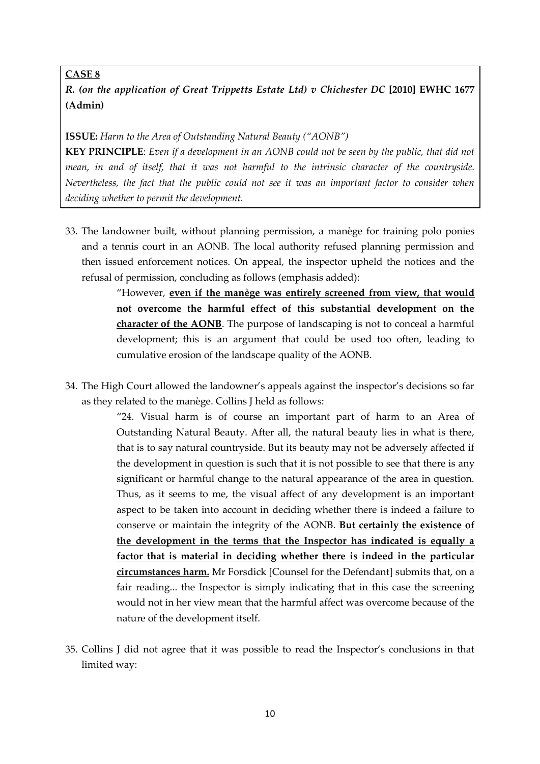**CASE 8**

***R. (on the application of Great Trippetts Estate Ltd) v Chichester DC*** **[2010] EWHC 1677 (Admin)**

**ISSUE:** *Harm to the Area of Outstanding Natural Beauty ("AONB")*

**KEY PRINCIPLE**: *Even if a development in an AONB could not be seen by the public, that did not mean, in and of itself, that it was not harmful to the intrinsic character of the countryside. Nevertheless, the fact that the public could not see it was an important factor to consider when deciding whether to permit the development.*

33. The landowner built, without planning permission, a manège for training polo ponies and a tennis court in an AONB. The local authority refused planning permission and then issued enforcement notices. On appeal, the inspector upheld the notices and the refusal of permission, concluding as follows (emphasis added):

> "However, **even if the manège was entirely screened from view, that would not overcome the harmful effect of this substantial development on the character of the AONB**. The purpose of landscaping is not to conceal a harmful development; this is an argument that could be used too often, leading to cumulative erosion of the landscape quality of the AONB.

34. The High Court allowed the landowner's appeals against the inspector's decisions so far as they related to the manège. Collins J held as follows:

> "24. Visual harm is of course an important part of harm to an Area of Outstanding Natural Beauty. After all, the natural beauty lies in what is there, that is to say natural countryside. But its beauty may not be adversely affected if the development in question is such that it is not possible to see that there is any significant or harmful change to the natural appearance of the area in question. Thus, as it seems to me, the visual affect of any development is an important aspect to be taken into account in deciding whether there is indeed a failure to conserve or maintain the integrity of the AONB. **But certainly the existence of the development in the terms that the Inspector has indicated is equally a factor that is material in deciding whether there is indeed in the particular circumstances harm.** Mr Forsdick [Counsel for the Defendant] submits that, on a fair reading... the Inspector is simply indicating that in this case the screening would not in her view mean that the harmful affect was overcome because of the nature of the development itself.

35. Collins J did not agree that it was possible to read the Inspector's conclusions in that limited way: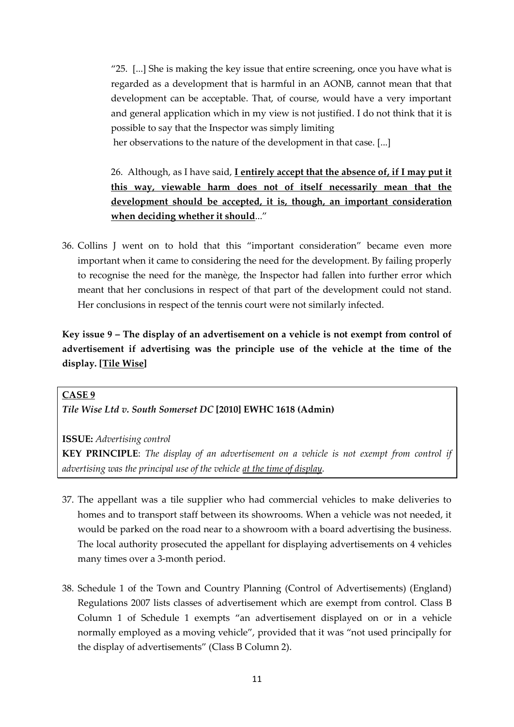> "25. [...] She is making the key issue that entire screening, once you have what is regarded as a development that is harmful in an AONB, cannot mean that that development can be acceptable. That, of course, would have a very important and general application which in my view is not justified. I do not think that it is possible to say that the Inspector was simply limiting her observations to the nature of the development in that case. [...]
>
> 26. Although, as I have said, **<u>I entirely accept that the absence of, if I may put it this way, viewable harm does not of itself necessarily mean that the development should be accepted, it is, though, an important consideration when deciding whether it should</u>**..."

36. Collins J went on to hold that this "important consideration" became even more important when it came to considering the need for the development. By failing properly to recognise the need for the manège, the Inspector had fallen into further error which meant that her conclusions in respect of that part of the development could not stand. Her conclusions in respect of the tennis court were not similarly infected.

**Key issue 9 – The display of an advertisement on a vehicle is not exempt from control of advertisement if advertising was the principle use of the vehicle at the time of the display. [<u>Tile Wise</u>]**

**<u>CASE 9</u>**
***Tile Wise Ltd v. South Somerset DC* [2010] EWHC 1618 (Admin)**

**ISSUE:** *Advertising control*
**KEY PRINCIPLE**: *The display of an advertisement on a vehicle is not exempt from control if advertising was the principal use of the vehicle <u>at the time of display</u>.*

37. The appellant was a tile supplier who had commercial vehicles to make deliveries to homes and to transport staff between its showrooms. When a vehicle was not needed, it would be parked on the road near to a showroom with a board advertising the business. The local authority prosecuted the appellant for displaying advertisements on 4 vehicles many times over a 3-month period.

38. Schedule 1 of the Town and Country Planning (Control of Advertisements) (England) Regulations 2007 lists classes of advertisement which are exempt from control. Class B Column 1 of Schedule 1 exempts "an advertisement displayed on or in a vehicle normally employed as a moving vehicle", provided that it was "not used principally for the display of advertisements" (Class B Column 2).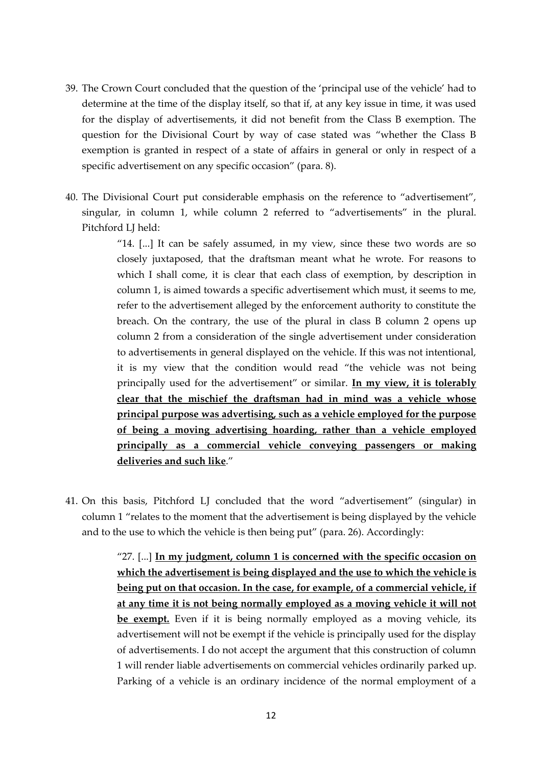39. The Crown Court concluded that the question of the 'principal use of the vehicle' had to determine at the time of the display itself, so that if, at any key issue in time, it was used for the display of advertisements, it did not benefit from the Class B exemption. The question for the Divisional Court by way of case stated was "whether the Class B exemption is granted in respect of a state of affairs in general or only in respect of a specific advertisement on any specific occasion" (para. 8).

40. The Divisional Court put considerable emphasis on the reference to "advertisement", singular, in column 1, while column 2 referred to "advertisements" in the plural. Pitchford LJ held:

> "14. [...] It can be safely assumed, in my view, since these two words are so closely juxtaposed, that the draftsman meant what he wrote. For reasons to which I shall come, it is clear that each class of exemption, by description in column 1, is aimed towards a specific advertisement which must, it seems to me, refer to the advertisement alleged by the enforcement authority to constitute the breach. On the contrary, the use of the plural in class B column 2 opens up column 2 from a consideration of the single advertisement under consideration to advertisements in general displayed on the vehicle. If this was not intentional, it is my view that the condition would read "the vehicle was not being principally used for the advertisement" or similar. **<u>In my view, it is tolerably clear that the mischief the draftsman had in mind was a vehicle whose principal purpose was advertising, such as a vehicle employed for the purpose of being a moving advertising hoarding, rather than a vehicle employed principally as a commercial vehicle conveying passengers or making deliveries and such like</u>**."

41. On this basis, Pitchford LJ concluded that the word "advertisement" (singular) in column 1 "relates to the moment that the advertisement is being displayed by the vehicle and to the use to which the vehicle is then being put" (para. 26). Accordingly:

> "27. [...] **<u>In my judgment, column 1 is concerned with the specific occasion on which the advertisement is being displayed and the use to which the vehicle is being put on that occasion. In the case, for example, of a commercial vehicle, if at any time it is not being normally employed as a moving vehicle it will not be exempt.</u>** Even if it is being normally employed as a moving vehicle, its advertisement will not be exempt if the vehicle is principally used for the display of advertisements. I do not accept the argument that this construction of column 1 will render liable advertisements on commercial vehicles ordinarily parked up. Parking of a vehicle is an ordinary incidence of the normal employment of a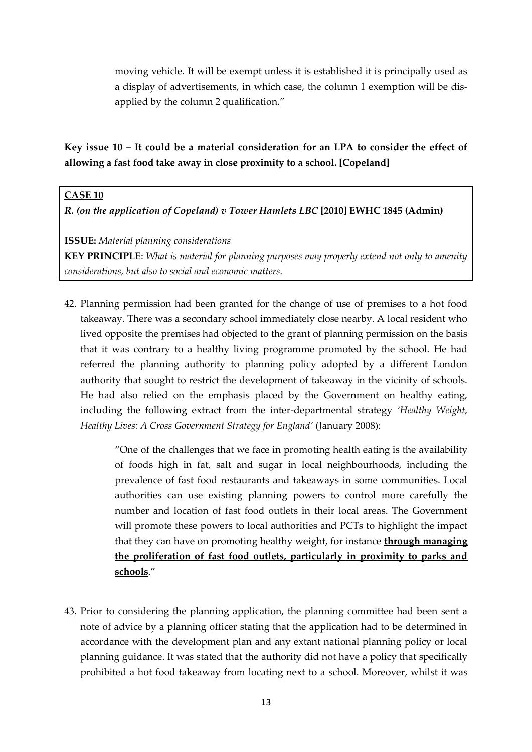moving vehicle. It will be exempt unless it is established it is principally used as a display of advertisements, in which case, the column 1 exemption will be dis-applied by the column 2 qualification."

**Key issue 10 – It could be a material consideration for an LPA to consider the effect of allowing a fast food take away in close proximity to a school. [<u>Copeland</u>]**

> **<u>CASE 10</u>**
>
> ***R. (on the application of Copeland) v Tower Hamlets LBC* [2010] EWHC 1845 (Admin)**
>
> **ISSUE:** *Material planning considerations*
>
> **KEY PRINCIPLE**: *What is material for planning purposes may properly extend not only to amenity considerations, but also to social and economic matters.*

42. Planning permission had been granted for the change of use of premises to a hot food takeaway. There was a secondary school immediately close nearby. A local resident who lived opposite the premises had objected to the grant of planning permission on the basis that it was contrary to a healthy living programme promoted by the school. He had referred the planning authority to planning policy adopted by a different London authority that sought to restrict the development of takeaway in the vicinity of schools. He had also relied on the emphasis placed by the Government on healthy eating, including the following extract from the inter-departmental strategy *'Healthy Weight, Healthy Lives: A Cross Government Strategy for England'* (January 2008):

> "One of the challenges that we face in promoting health eating is the availability of foods high in fat, salt and sugar in local neighbourhoods, including the prevalence of fast food restaurants and takeaways in some communities. Local authorities can use existing planning powers to control more carefully the number and location of fast food outlets in their local areas. The Government will promote these powers to local authorities and PCTs to highlight the impact that they can have on promoting healthy weight, for instance **<u>through managing the proliferation of fast food outlets, particularly in proximity to parks and schools</u>**."

43. Prior to considering the planning application, the planning committee had been sent a note of advice by a planning officer stating that the application had to be determined in accordance with the development plan and any extant national planning policy or local planning guidance. It was stated that the authority did not have a policy that specifically prohibited a hot food takeaway from locating next to a school. Moreover, whilst it was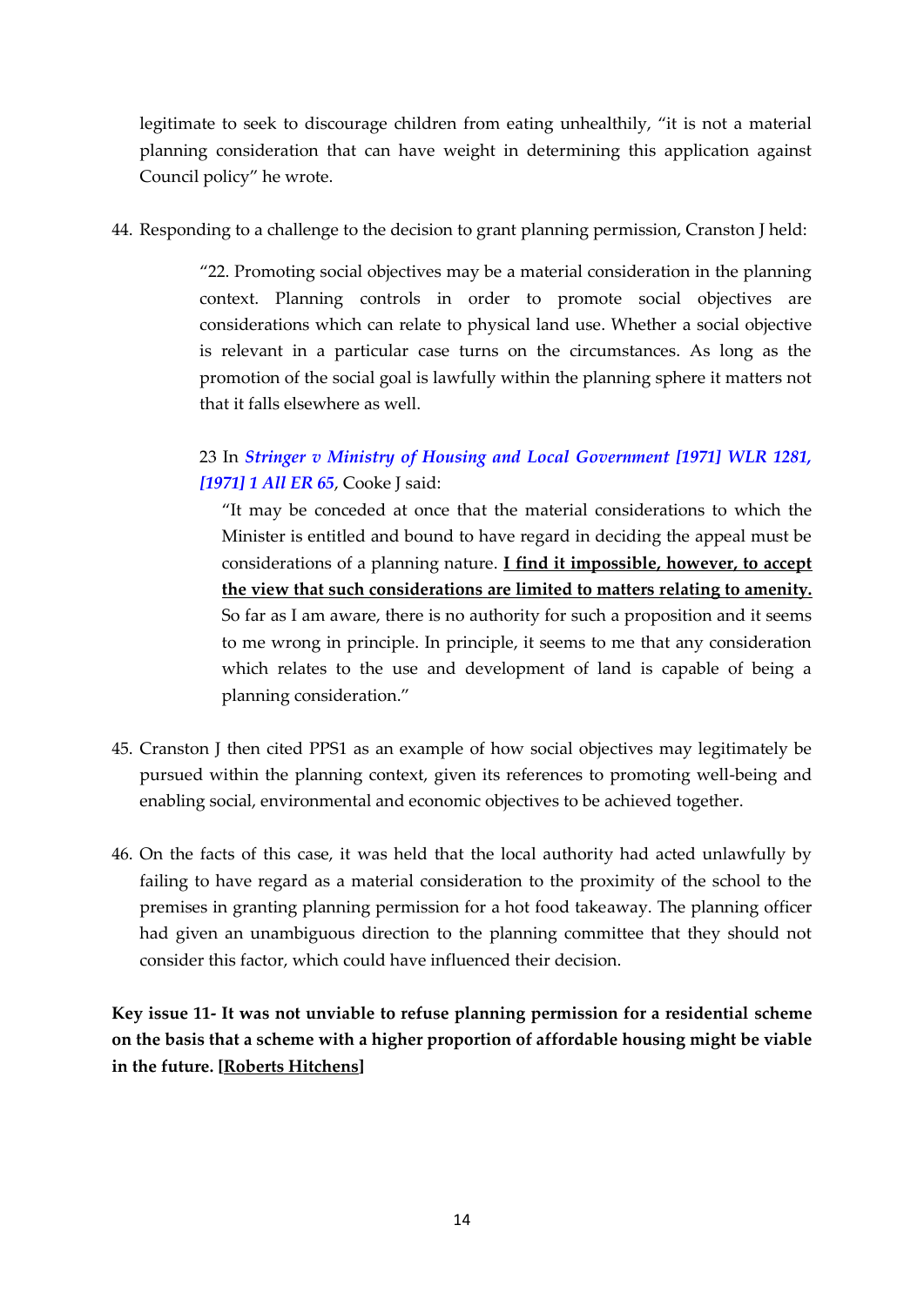legitimate to seek to discourage children from eating unhealthily, "it is not a material planning consideration that can have weight in determining this application against Council policy" he wrote.

44. Responding to a challenge to the decision to grant planning permission, Cranston J held:

> "22. Promoting social objectives may be a material consideration in the planning context. Planning controls in order to promote social objectives are considerations which can relate to physical land use. Whether a social objective is relevant in a particular case turns on the circumstances. As long as the promotion of the social goal is lawfully within the planning sphere it matters not that it falls elsewhere as well.
>
> 23 In ***Stringer v Ministry of Housing and Local Government [1971] WLR 1281, [1971] 1 All ER 65***, Cooke J said:
>
> > "It may be conceded at once that the material considerations to which the Minister is entitled and bound to have regard in deciding the appeal must be considerations of a planning nature. **<u>I find it impossible, however, to accept the view that such considerations are limited to matters relating to amenity.</u>** So far as I am aware, there is no authority for such a proposition and it seems to me wrong in principle. In principle, it seems to me that any consideration which relates to the use and development of land is capable of being a planning consideration."

45. Cranston J then cited PPS1 as an example of how social objectives may legitimately be pursued within the planning context, given its references to promoting well-being and enabling social, environmental and economic objectives to be achieved together.

46. On the facts of this case, it was held that the local authority had acted unlawfully by failing to have regard as a material consideration to the proximity of the school to the premises in granting planning permission for a hot food takeaway. The planning officer had given an unambiguous direction to the planning committee that they should not consider this factor, which could have influenced their decision.

**Key issue 11- It was not unviable to refuse planning permission for a residential scheme on the basis that a scheme with a higher proportion of affordable housing might be viable in the future. [<u>Roberts Hitchens</u>]**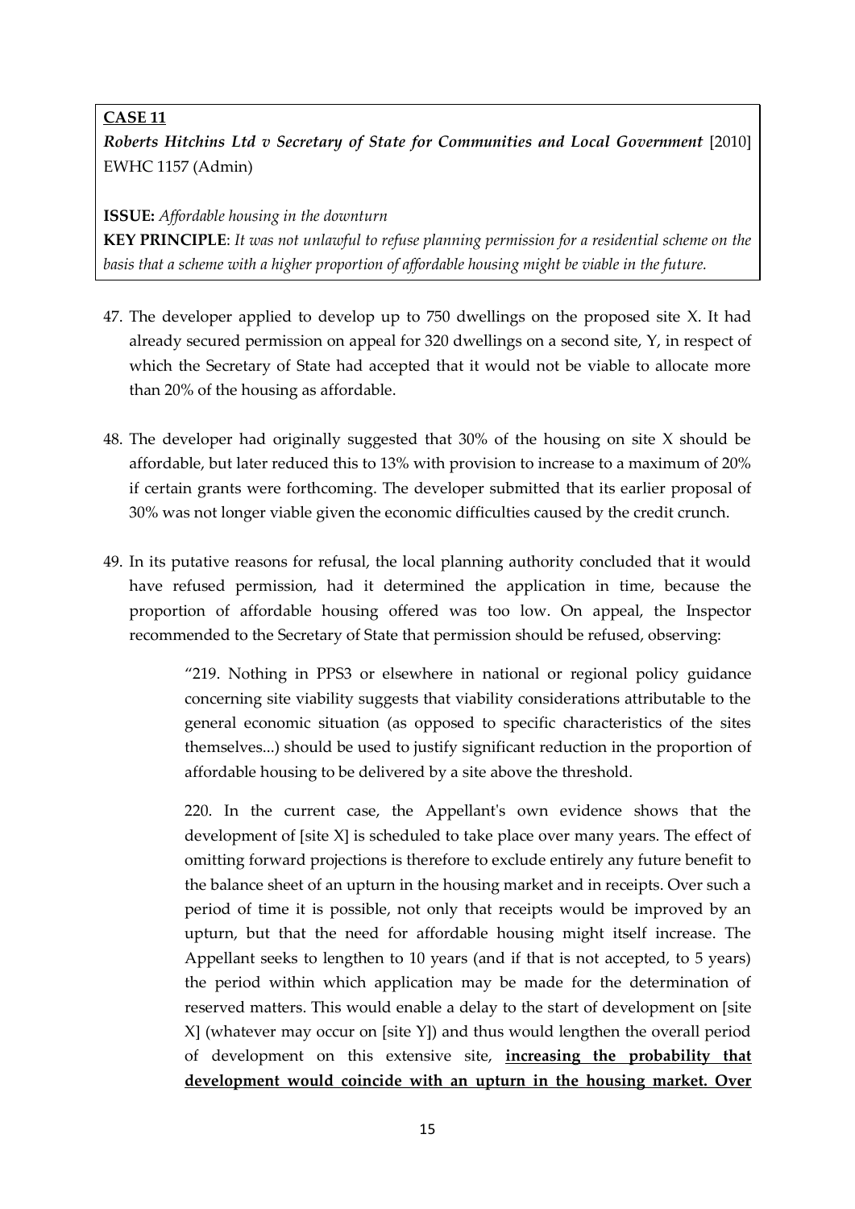**CASE 11**

***Roberts Hitchins Ltd v Secretary of State for Communities and Local Government*** [2010] EWHC 1157 (Admin)

**ISSUE:** *Affordable housing in the downturn*

**KEY PRINCIPLE**: *It was not unlawful to refuse planning permission for a residential scheme on the basis that a scheme with a higher proportion of affordable housing might be viable in the future.*

47. The developer applied to develop up to 750 dwellings on the proposed site X. It had already secured permission on appeal for 320 dwellings on a second site, Y, in respect of which the Secretary of State had accepted that it would not be viable to allocate more than 20% of the housing as affordable.

48. The developer had originally suggested that 30% of the housing on site X should be affordable, but later reduced this to 13% with provision to increase to a maximum of 20% if certain grants were forthcoming. The developer submitted that its earlier proposal of 30% was not longer viable given the economic difficulties caused by the credit crunch.

49. In its putative reasons for refusal, the local planning authority concluded that it would have refused permission, had it determined the application in time, because the proportion of affordable housing offered was too low. On appeal, the Inspector recommended to the Secretary of State that permission should be refused, observing:

> "219. Nothing in PPS3 or elsewhere in national or regional policy guidance concerning site viability suggests that viability considerations attributable to the general economic situation (as opposed to specific characteristics of the sites themselves...) should be used to justify significant reduction in the proportion of affordable housing to be delivered by a site above the threshold.
>
> 220. In the current case, the Appellant's own evidence shows that the development of [site X] is scheduled to take place over many years. The effect of omitting forward projections is therefore to exclude entirely any future benefit to the balance sheet of an upturn in the housing market and in receipts. Over such a period of time it is possible, not only that receipts would be improved by an upturn, but that the need for affordable housing might itself increase. The Appellant seeks to lengthen to 10 years (and if that is not accepted, to 5 years) the period within which application may be made for the determination of reserved matters. This would enable a delay to the start of development on [site X] (whatever may occur on [site Y]) and thus would lengthen the overall period of development on this extensive site, **increasing the probability that development would coincide with an upturn in the housing market. Over**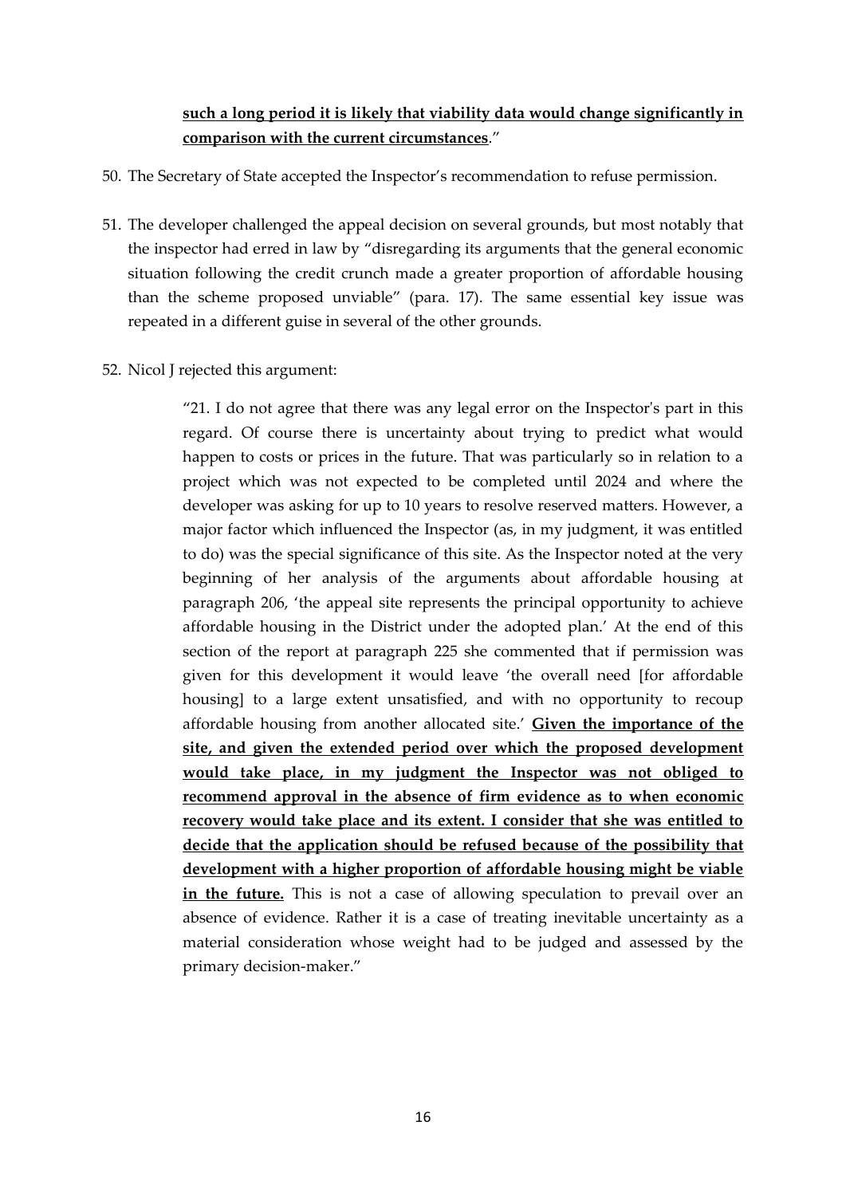> **such a long period it is likely that viability data would change significantly in comparison with the current circumstances**."

50. The Secretary of State accepted the Inspector's recommendation to refuse permission.

51. The developer challenged the appeal decision on several grounds, but most notably that the inspector had erred in law by "disregarding its arguments that the general economic situation following the credit crunch made a greater proportion of affordable housing than the scheme proposed unviable" (para. 17). The same essential key issue was repeated in a different guise in several of the other grounds.

52. Nicol J rejected this argument:

> "21. I do not agree that there was any legal error on the Inspector's part in this regard. Of course there is uncertainty about trying to predict what would happen to costs or prices in the future. That was particularly so in relation to a project which was not expected to be completed until 2024 and where the developer was asking for up to 10 years to resolve reserved matters. However, a major factor which influenced the Inspector (as, in my judgment, it was entitled to do) was the special significance of this site. As the Inspector noted at the very beginning of her analysis of the arguments about affordable housing at paragraph 206, 'the appeal site represents the principal opportunity to achieve affordable housing in the District under the adopted plan.' At the end of this section of the report at paragraph 225 she commented that if permission was given for this development it would leave 'the overall need [for affordable housing] to a large extent unsatisfied, and with no opportunity to recoup affordable housing from another allocated site.' **Given the importance of the site, and given the extended period over which the proposed development would take place, in my judgment the Inspector was not obliged to recommend approval in the absence of firm evidence as to when economic recovery would take place and its extent. I consider that she was entitled to decide that the application should be refused because of the possibility that development with a higher proportion of affordable housing might be viable in the future.** This is not a case of allowing speculation to prevail over an absence of evidence. Rather it is a case of treating inevitable uncertainty as a material consideration whose weight had to be judged and assessed by the primary decision-maker."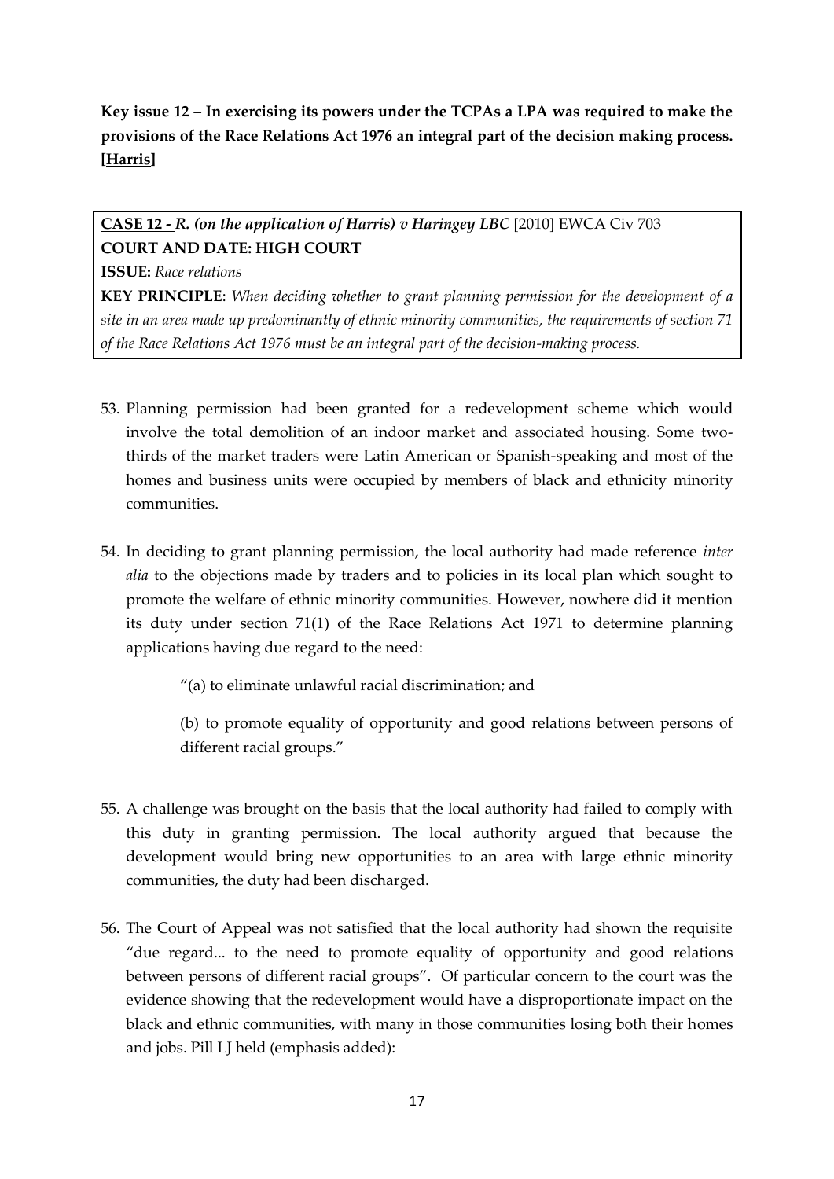**Key issue 12 – In exercising its powers under the TCPAs a LPA was required to make the provisions of the Race Relations Act 1976 an integral part of the decision making process. [<u>Harris</u>]**

| **<u>CASE 12 -</u>** ***R. (on the application of Harris) v Haringey LBC*** [2010] EWCA Civ 703<br>**COURT AND DATE: HIGH COURT**<br>**ISSUE:** *Race relations*<br>**KEY PRINCIPLE**: *When deciding whether to grant planning permission for the development of a site in an area made up predominantly of ethnic minority communities, the requirements of section 71 of the Race Relations Act 1976 must be an integral part of the decision-making process.* |
|---|

53. Planning permission had been granted for a redevelopment scheme which would involve the total demolition of an indoor market and associated housing. Some two-thirds of the market traders were Latin American or Spanish-speaking and most of the homes and business units were occupied by members of black and ethnicity minority communities.

54. In deciding to grant planning permission, the local authority had made reference *inter alia* to the objections made by traders and to policies in its local plan which sought to promote the welfare of ethnic minority communities. However, nowhere did it mention its duty under section 71(1) of the Race Relations Act 1971 to determine planning applications having due regard to the need:

    "(a) to eliminate unlawful racial discrimination; and

    (b) to promote equality of opportunity and good relations between persons of different racial groups."

55. A challenge was brought on the basis that the local authority had failed to comply with this duty in granting permission. The local authority argued that because the development would bring new opportunities to an area with large ethnic minority communities, the duty had been discharged.

56. The Court of Appeal was not satisfied that the local authority had shown the requisite "due regard... to the need to promote equality of opportunity and good relations between persons of different racial groups". Of particular concern to the court was the evidence showing that the redevelopment would have a disproportionate impact on the black and ethnic communities, with many in those communities losing both their homes and jobs. Pill LJ held (emphasis added):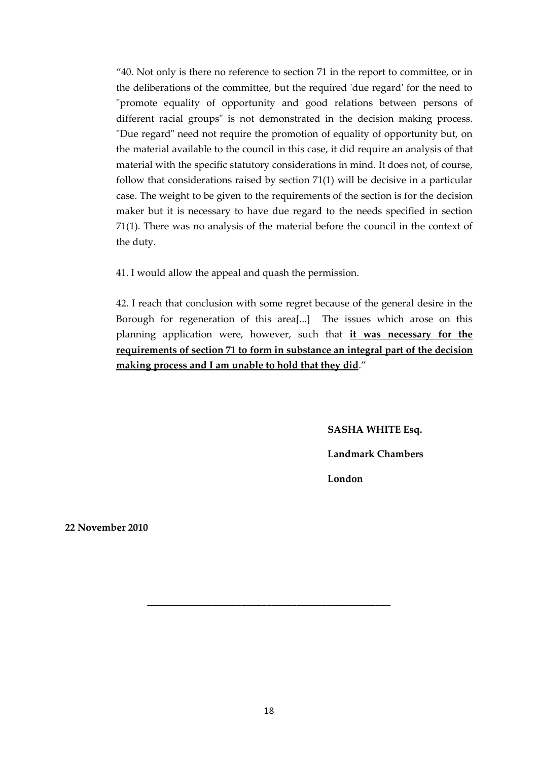"40. Not only is there no reference to section 71 in the report to committee, or in the deliberations of the committee, but the required 'due regard' for the need to "promote equality of opportunity and good relations between persons of different racial groups" is not demonstrated in the decision making process. "Due regard" need not require the promotion of equality of opportunity but, on the material available to the council in this case, it did require an analysis of that material with the specific statutory considerations in mind. It does not, of course, follow that considerations raised by section 71(1) will be decisive in a particular case. The weight to be given to the requirements of the section is for the decision maker but it is necessary to have due regard to the needs specified in section 71(1). There was no analysis of the material before the council in the context of the duty.

41. I would allow the appeal and quash the permission.

42. I reach that conclusion with some regret because of the general desire in the Borough for regeneration of this area[...] The issues which arose on this planning application were, however, such that **it was necessary for the requirements of section 71 to form in substance an integral part of the decision making process and I am unable to hold that they did**."

**SASHA WHITE Esq.**

**Landmark Chambers**

**London**

**22 November 2010**

---